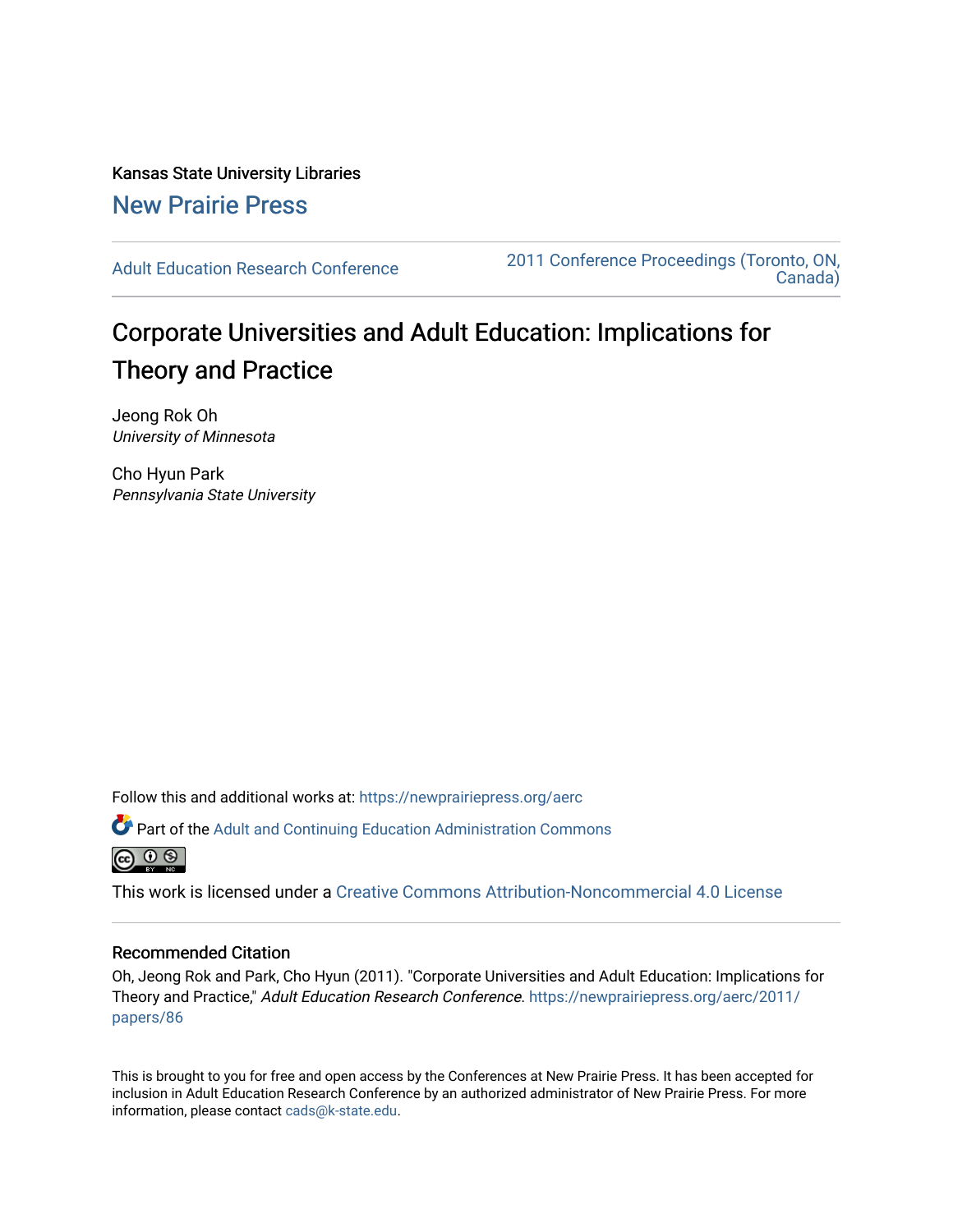Kansas State University Libraries

New Prairie Press

Adult Education Research Conference

2011 Conference Proceedings (Toronto, ON, Canada)

# Corporate Universities and Adult Education: Implications for Theory and Practice

Jeong Rok Oh
*University of Minnesota*

Cho Hyun Park
*Pennsylvania State University*

Follow this and additional works at: https://newprairiepress.org/aerc

Part of the Adult and Continuing Education Administration Commons

This work is licensed under a Creative Commons Attribution-Noncommercial 4.0 License

## Recommended Citation

Oh, Jeong Rok and Park, Cho Hyun (2011). "Corporate Universities and Adult Education: Implications for Theory and Practice," *Adult Education Research Conference*. https://newprairiepress.org/aerc/2011/papers/86

This is brought to you for free and open access by the Conferences at New Prairie Press. It has been accepted for inclusion in Adult Education Research Conference by an authorized administrator of New Prairie Press. For more information, please contact cads@k-state.edu.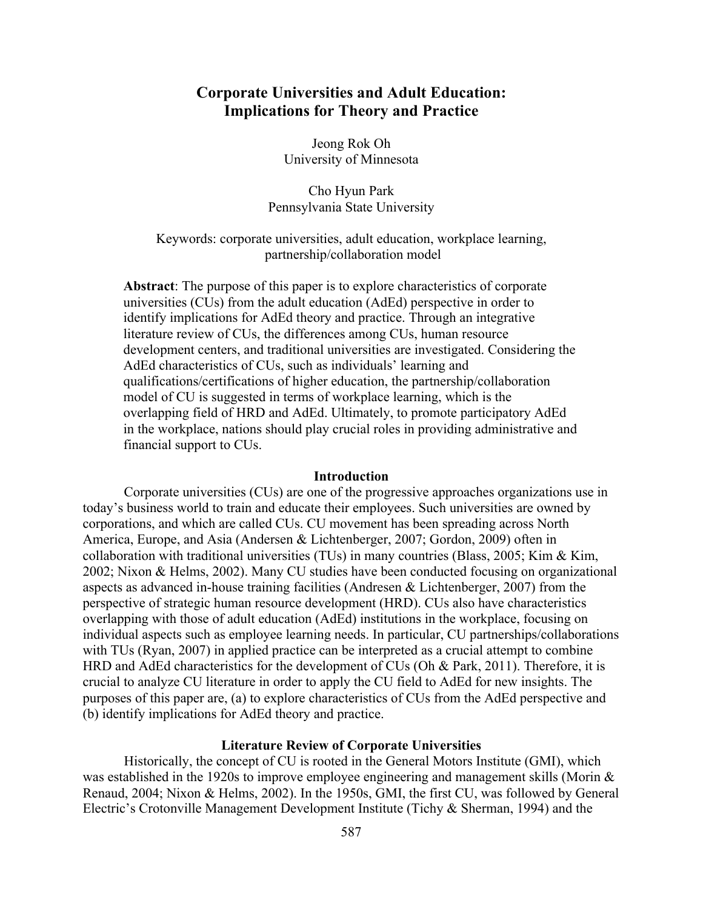# Corporate Universities and Adult Education: Implications for Theory and Practice

Jeong Rok Oh
University of Minnesota

Cho Hyun Park
Pennsylvania State University

Keywords: corporate universities, adult education, workplace learning, partnership/collaboration model

**Abstract**: The purpose of this paper is to explore characteristics of corporate universities (CUs) from the adult education (AdEd) perspective in order to identify implications for AdEd theory and practice. Through an integrative literature review of CUs, the differences among CUs, human resource development centers, and traditional universities are investigated. Considering the AdEd characteristics of CUs, such as individuals' learning and qualifications/certifications of higher education, the partnership/collaboration model of CU is suggested in terms of workplace learning, which is the overlapping field of HRD and AdEd. Ultimately, to promote participatory AdEd in the workplace, nations should play crucial roles in providing administrative and financial support to CUs.

## Introduction

Corporate universities (CUs) are one of the progressive approaches organizations use in today's business world to train and educate their employees. Such universities are owned by corporations, and which are called CUs. CU movement has been spreading across North America, Europe, and Asia (Andersen & Lichtenberger, 2007; Gordon, 2009) often in collaboration with traditional universities (TUs) in many countries (Blass, 2005; Kim & Kim, 2002; Nixon & Helms, 2002). Many CU studies have been conducted focusing on organizational aspects as advanced in-house training facilities (Andresen & Lichtenberger, 2007) from the perspective of strategic human resource development (HRD). CUs also have characteristics overlapping with those of adult education (AdEd) institutions in the workplace, focusing on individual aspects such as employee learning needs. In particular, CU partnerships/collaborations with TUs (Ryan, 2007) in applied practice can be interpreted as a crucial attempt to combine HRD and AdEd characteristics for the development of CUs (Oh & Park, 2011). Therefore, it is crucial to analyze CU literature in order to apply the CU field to AdEd for new insights. The purposes of this paper are, (a) to explore characteristics of CUs from the AdEd perspective and (b) identify implications for AdEd theory and practice.

## Literature Review of Corporate Universities

Historically, the concept of CU is rooted in the General Motors Institute (GMI), which was established in the 1920s to improve employee engineering and management skills (Morin & Renaud, 2004; Nixon & Helms, 2002). In the 1950s, GMI, the first CU, was followed by General Electric's Crotonville Management Development Institute (Tichy & Sherman, 1994) and the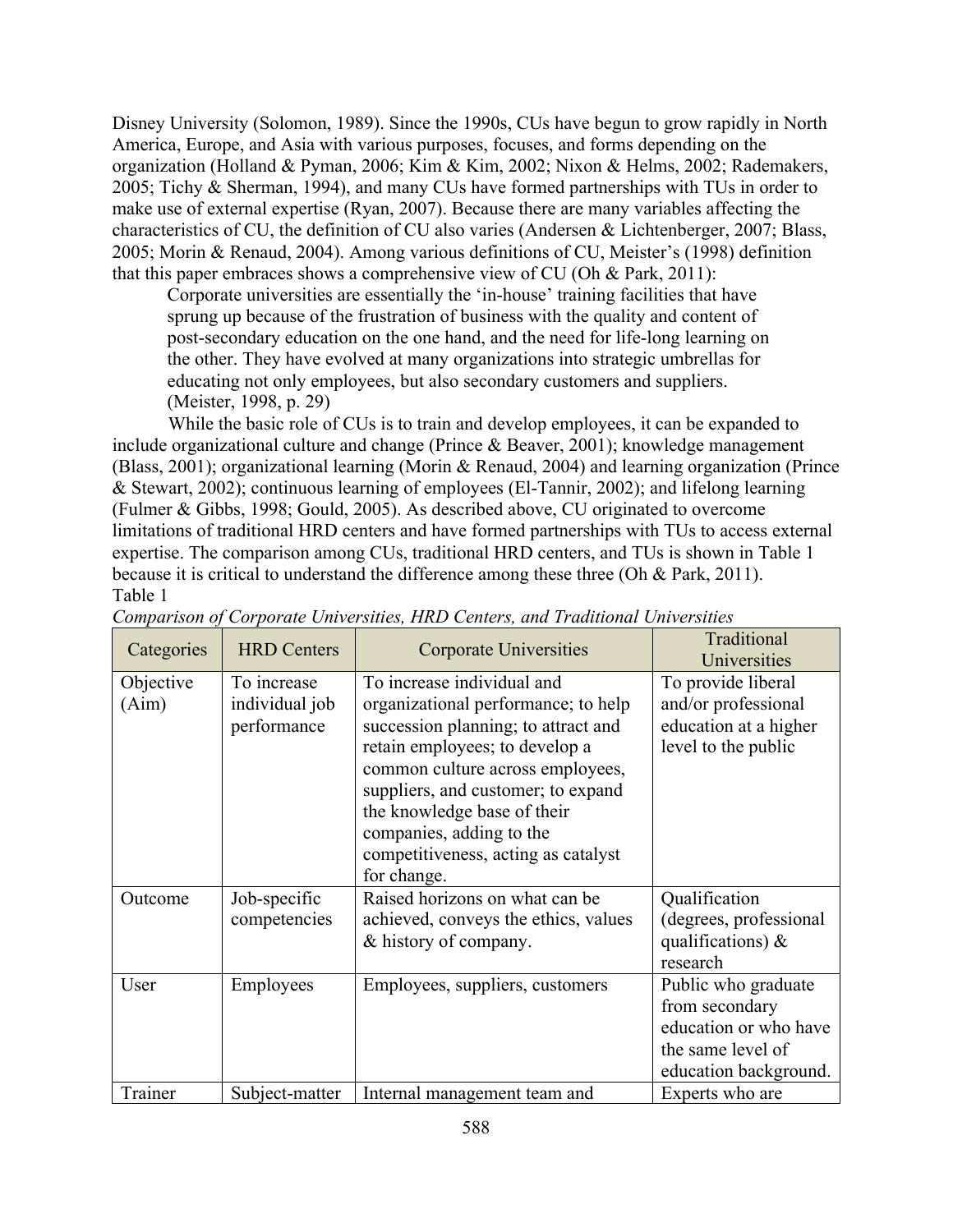Disney University (Solomon, 1989). Since the 1990s, CUs have begun to grow rapidly in North America, Europe, and Asia with various purposes, focuses, and forms depending on the organization (Holland & Pyman, 2006; Kim & Kim, 2002; Nixon & Helms, 2002; Rademakers, 2005; Tichy & Sherman, 1994), and many CUs have formed partnerships with TUs in order to make use of external expertise (Ryan, 2007). Because there are many variables affecting the characteristics of CU, the definition of CU also varies (Andersen & Lichtenberger, 2007; Blass, 2005; Morin & Renaud, 2004). Among various definitions of CU, Meister's (1998) definition that this paper embraces shows a comprehensive view of CU (Oh & Park, 2011):

> Corporate universities are essentially the 'in-house' training facilities that have sprung up because of the frustration of business with the quality and content of post-secondary education on the one hand, and the need for life-long learning on the other. They have evolved at many organizations into strategic umbrellas for educating not only employees, but also secondary customers and suppliers. (Meister, 1998, p. 29)

While the basic role of CUs is to train and develop employees, it can be expanded to include organizational culture and change (Prince & Beaver, 2001); knowledge management (Blass, 2001); organizational learning (Morin & Renaud, 2004) and learning organization (Prince & Stewart, 2002); continuous learning of employees (El-Tannir, 2002); and lifelong learning (Fulmer & Gibbs, 1998; Gould, 2005). As described above, CU originated to overcome limitations of traditional HRD centers and have formed partnerships with TUs to access external expertise. The comparison among CUs, traditional HRD centers, and TUs is shown in Table 1 because it is critical to understand the difference among these three (Oh & Park, 2011).

Table 1

*Comparison of Corporate Universities, HRD Centers, and Traditional Universities*

| Categories | HRD Centers | Corporate Universities | Traditional Universities |
|---|---|---|---|
| Objective (Aim) | To increase individual job performance | To increase individual and organizational performance; to help succession planning; to attract and retain employees; to develop a common culture across employees, suppliers, and customer; to expand the knowledge base of their companies, adding to the competitiveness, acting as catalyst for change. | To provide liberal and/or professional education at a higher level to the public |
| Outcome | Job-specific competencies | Raised horizons on what can be achieved, conveys the ethics, values & history of company. | Qualification (degrees, professional qualifications) & research |
| User | Employees | Employees, suppliers, customers | Public who graduate from secondary education or who have the same level of education background. |
| Trainer | Subject-matter | Internal management team and | Experts who are |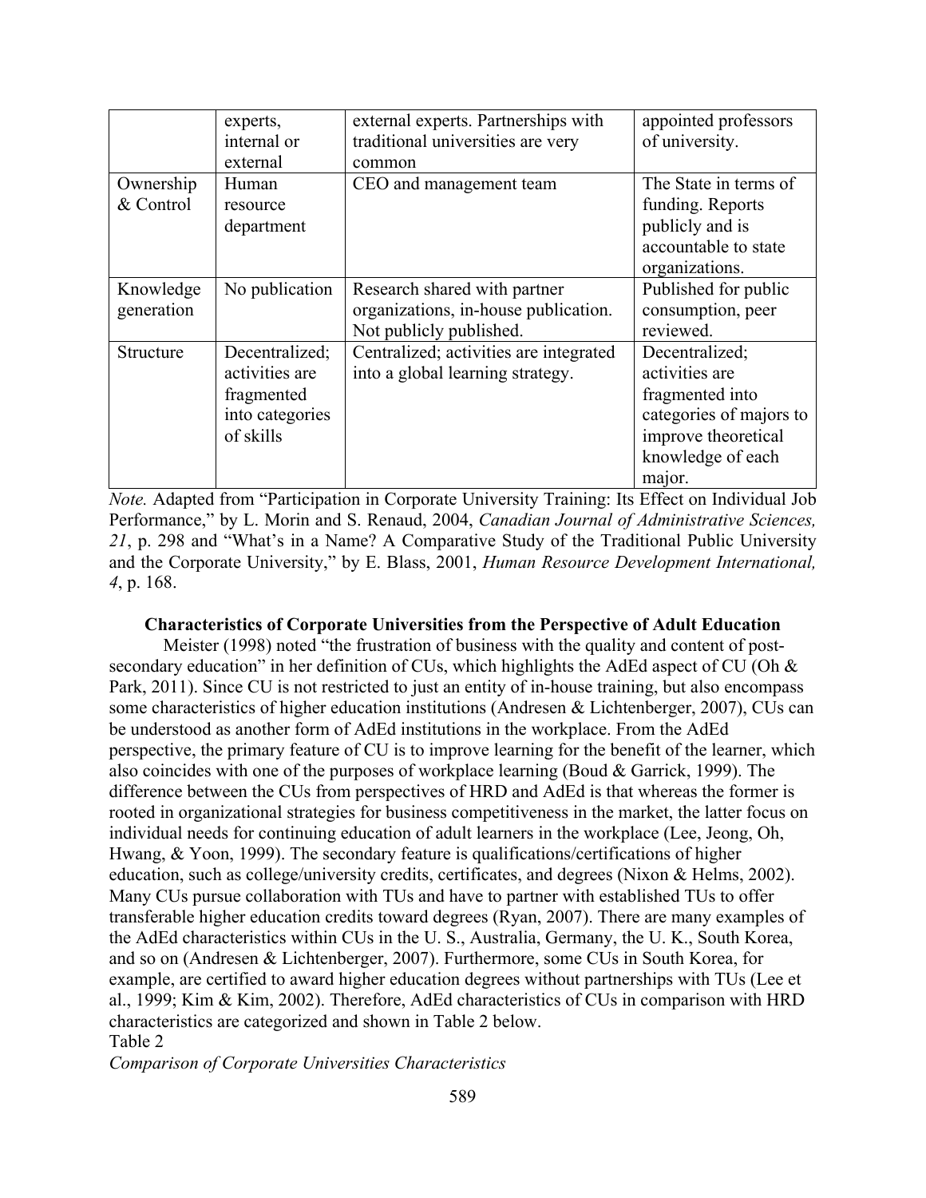| | | | |
|---|---|---|---|
| | experts, internal or external | external experts. Partnerships with traditional universities are very common | appointed professors of university. |
| Ownership & Control | Human resource department | CEO and management team | The State in terms of funding. Reports publicly and is accountable to state organizations. |
| Knowledge generation | No publication | Research shared with partner organizations, in-house publication. Not publicly published. | Published for public consumption, peer reviewed. |
| Structure | Decentralized; activities are fragmented into categories of skills | Centralized; activities are integrated into a global learning strategy. | Decentralized; activities are fragmented into categories of majors to improve theoretical knowledge of each major. |

*Note.* Adapted from "Participation in Corporate University Training: Its Effect on Individual Job Performance," by L. Morin and S. Renaud, 2004, *Canadian Journal of Administrative Sciences, 21*, p. 298 and "What's in a Name? A Comparative Study of the Traditional Public University and the Corporate University," by E. Blass, 2001, *Human Resource Development International, 4*, p. 168.

**Characteristics of Corporate Universities from the Perspective of Adult Education**

Meister (1998) noted "the frustration of business with the quality and content of post-secondary education" in her definition of CUs, which highlights the AdEd aspect of CU (Oh & Park, 2011). Since CU is not restricted to just an entity of in-house training, but also encompass some characteristics of higher education institutions (Andresen & Lichtenberger, 2007), CUs can be understood as another form of AdEd institutions in the workplace. From the AdEd perspective, the primary feature of CU is to improve learning for the benefit of the learner, which also coincides with one of the purposes of workplace learning (Boud & Garrick, 1999). The difference between the CUs from perspectives of HRD and AdEd is that whereas the former is rooted in organizational strategies for business competitiveness in the market, the latter focus on individual needs for continuing education of adult learners in the workplace (Lee, Jeong, Oh, Hwang, & Yoon, 1999). The secondary feature is qualifications/certifications of higher education, such as college/university credits, certificates, and degrees (Nixon & Helms, 2002). Many CUs pursue collaboration with TUs and have to partner with established TUs to offer transferable higher education credits toward degrees (Ryan, 2007). There are many examples of the AdEd characteristics within CUs in the U. S., Australia, Germany, the U. K., South Korea, and so on (Andresen & Lichtenberger, 2007). Furthermore, some CUs in South Korea, for example, are certified to award higher education degrees without partnerships with TUs (Lee et al., 1999; Kim & Kim, 2002). Therefore, AdEd characteristics of CUs in comparison with HRD characteristics are categorized and shown in Table 2 below.

Table 2

*Comparison of Corporate Universities Characteristics*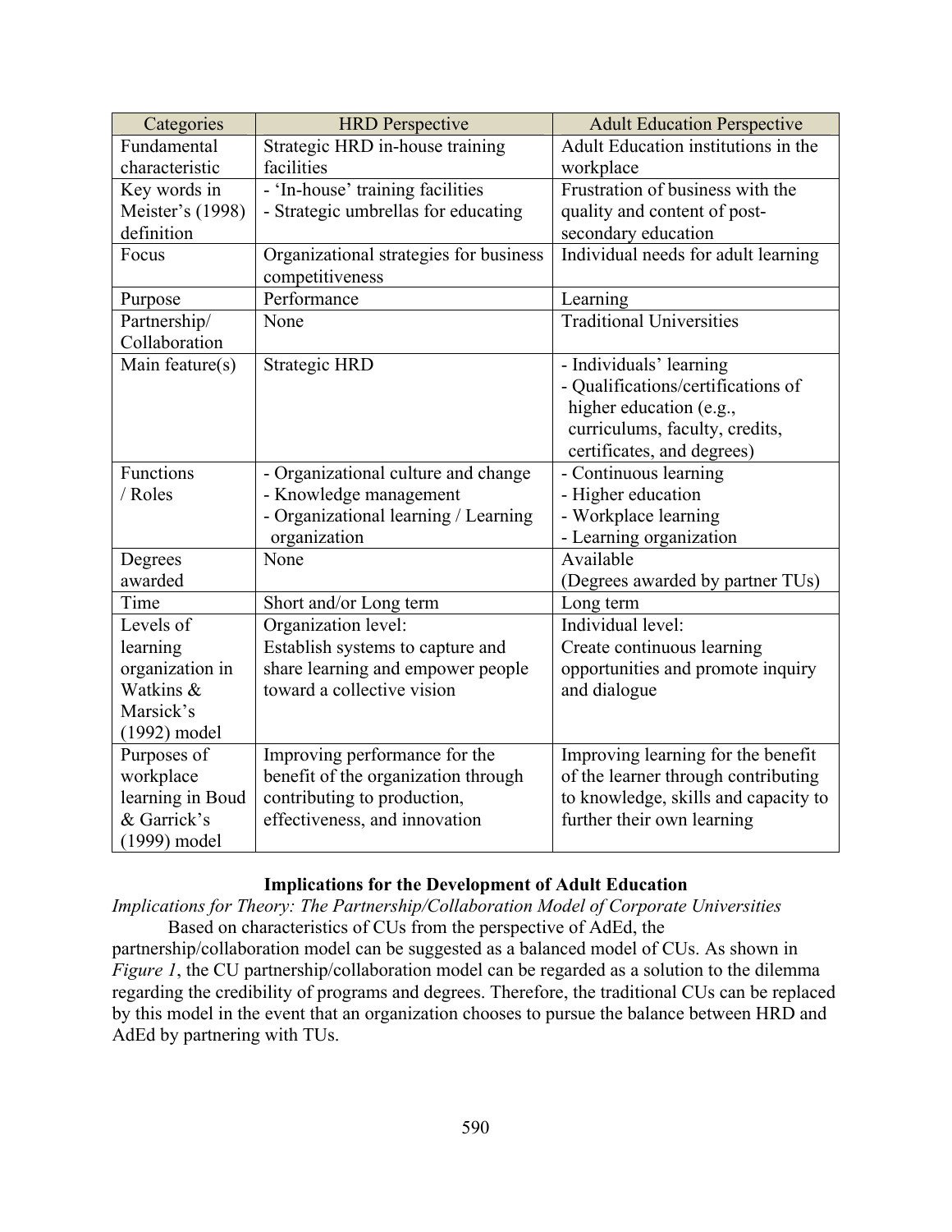| Categories | HRD Perspective | Adult Education Perspective |
|---|---|---|
| Fundamental characteristic | Strategic HRD in-house training facilities | Adult Education institutions in the workplace |
| Key words in Meister's (1998) definition | - 'In-house' training facilities<br>- Strategic umbrellas for educating | Frustration of business with the quality and content of post-secondary education |
| Focus | Organizational strategies for business competitiveness | Individual needs for adult learning |
| Purpose | Performance | Learning |
| Partnership/ Collaboration | None | Traditional Universities |
| Main feature(s) | Strategic HRD | - Individuals' learning<br>- Qualifications/certifications of higher education (e.g., curriculums, faculty, credits, certificates, and degrees) |
| Functions / Roles | - Organizational culture and change<br>- Knowledge management<br>- Organizational learning / Learning organization | - Continuous learning<br>- Higher education<br>- Workplace learning<br>- Learning organization |
| Degrees awarded | None | Available<br>(Degrees awarded by partner TUs) |
| Time | Short and/or Long term | Long term |
| Levels of learning organization in Watkins & Marsick's (1992) model | Organization level:<br>Establish systems to capture and share learning and empower people toward a collective vision | Individual level:<br>Create continuous learning opportunities and promote inquiry and dialogue |
| Purposes of workplace learning in Boud & Garrick's (1999) model | Improving performance for the benefit of the organization through contributing to production, effectiveness, and innovation | Improving learning for the benefit of the learner through contributing to knowledge, skills and capacity to further their own learning |

## Implications for the Development of Adult Education

*Implications for Theory: The Partnership/Collaboration Model of Corporate Universities*

Based on characteristics of CUs from the perspective of AdEd, the partnership/collaboration model can be suggested as a balanced model of CUs. As shown in *Figure 1*, the CU partnership/collaboration model can be regarded as a solution to the dilemma regarding the credibility of programs and degrees. Therefore, the traditional CUs can be replaced by this model in the event that an organization chooses to pursue the balance between HRD and AdEd by partnering with TUs.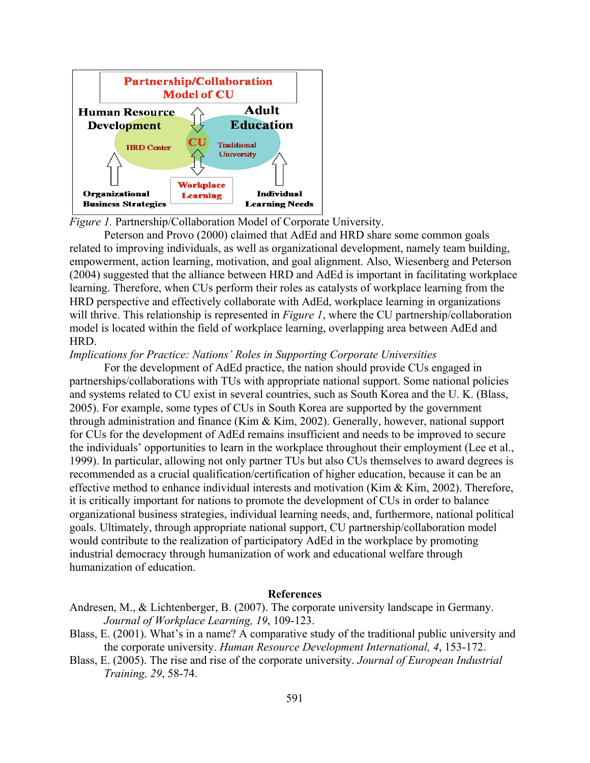*Figure 1.* Partnership/Collaboration Model of Corporate University.

Peterson and Provo (2000) claimed that AdEd and HRD share some common goals related to improving individuals, as well as organizational development, namely team building, empowerment, action learning, motivation, and goal alignment. Also, Wiesenberg and Peterson (2004) suggested that the alliance between HRD and AdEd is important in facilitating workplace learning. Therefore, when CUs perform their roles as catalysts of workplace learning from the HRD perspective and effectively collaborate with AdEd, workplace learning in organizations will thrive. This relationship is represented in *Figure 1*, where the CU partnership/collaboration model is located within the field of workplace learning, overlapping area between AdEd and HRD.

*Implications for Practice: Nations' Roles in Supporting Corporate Universities*

For the development of AdEd practice, the nation should provide CUs engaged in partnerships/collaborations with TUs with appropriate national support. Some national policies and systems related to CU exist in several countries, such as South Korea and the U. K. (Blass, 2005). For example, some types of CUs in South Korea are supported by the government through administration and finance (Kim & Kim, 2002). Generally, however, national support for CUs for the development of AdEd remains insufficient and needs to be improved to secure the individuals' opportunities to learn in the workplace throughout their employment (Lee et al., 1999). In particular, allowing not only partner TUs but also CUs themselves to award degrees is recommended as a crucial qualification/certification of higher education, because it can be an effective method to enhance individual interests and motivation (Kim & Kim, 2002). Therefore, it is critically important for nations to promote the development of CUs in order to balance organizational business strategies, individual learning needs, and, furthermore, national political goals. Ultimately, through appropriate national support, CU partnership/collaboration model would contribute to the realization of participatory AdEd in the workplace by promoting industrial democracy through humanization of work and educational welfare through humanization of education.

## References

Andresen, M., & Lichtenberger, B. (2007). The corporate university landscape in Germany. *Journal of Workplace Learning, 19*, 109-123.

Blass, E. (2001). What's in a name? A comparative study of the traditional public university and the corporate university. *Human Resource Development International, 4*, 153-172.

Blass, E. (2005). The rise and rise of the corporate university. *Journal of European Industrial Training, 29*, 58-74.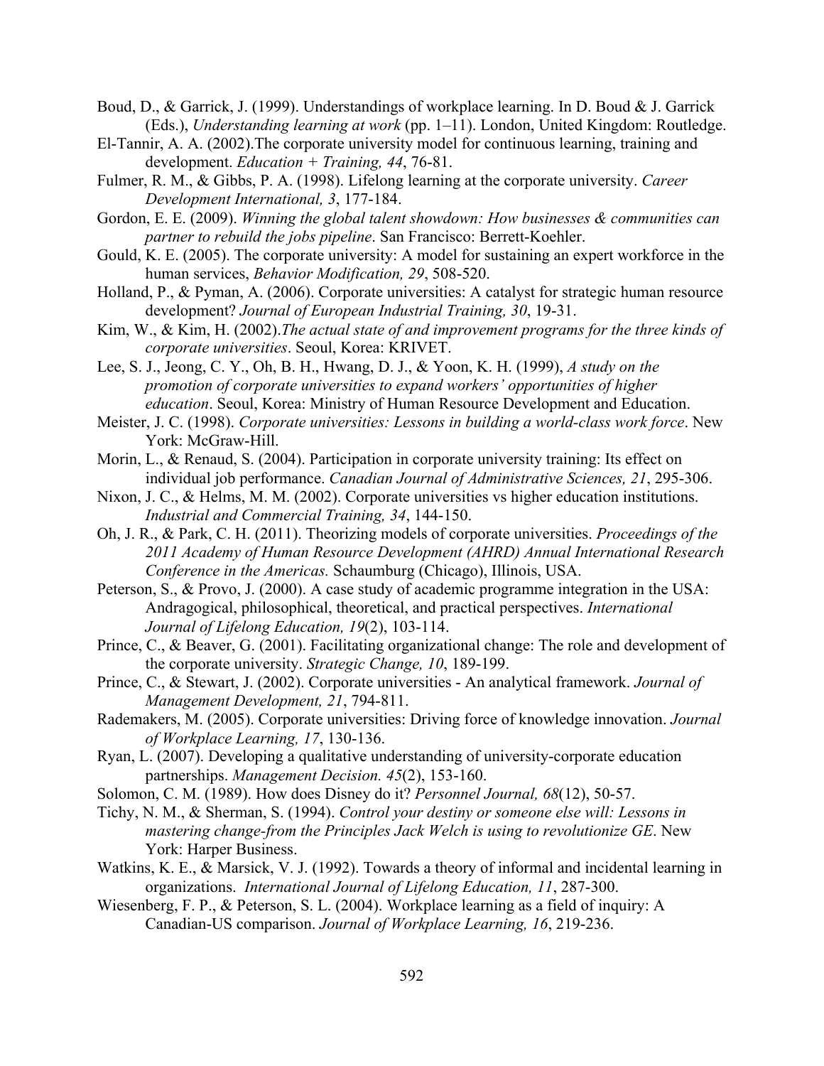Boud, D., & Garrick, J. (1999). Understandings of workplace learning. In D. Boud & J. Garrick (Eds.), *Understanding learning at work* (pp. 1–11). London, United Kingdom: Routledge.

El-Tannir, A. A. (2002).The corporate university model for continuous learning, training and development. *Education + Training, 44*, 76-81.

Fulmer, R. M., & Gibbs, P. A. (1998). Lifelong learning at the corporate university. *Career Development International, 3*, 177-184.

Gordon, E. E. (2009). *Winning the global talent showdown: How businesses & communities can partner to rebuild the jobs pipeline*. San Francisco: Berrett-Koehler.

Gould, K. E. (2005). The corporate university: A model for sustaining an expert workforce in the human services, *Behavior Modification, 29*, 508-520.

Holland, P., & Pyman, A. (2006). Corporate universities: A catalyst for strategic human resource development? *Journal of European Industrial Training, 30*, 19-31.

Kim, W., & Kim, H. (2002).*The actual state of and improvement programs for the three kinds of corporate universities*. Seoul, Korea: KRIVET.

Lee, S. J., Jeong, C. Y., Oh, B. H., Hwang, D. J., & Yoon, K. H. (1999), *A study on the promotion of corporate universities to expand workers' opportunities of higher education*. Seoul, Korea: Ministry of Human Resource Development and Education.

Meister, J. C. (1998). *Corporate universities: Lessons in building a world-class work force*. New York: McGraw-Hill.

Morin, L., & Renaud, S. (2004). Participation in corporate university training: Its effect on individual job performance. *Canadian Journal of Administrative Sciences, 21*, 295-306.

Nixon, J. C., & Helms, M. M. (2002). Corporate universities vs higher education institutions. *Industrial and Commercial Training, 34*, 144-150.

Oh, J. R., & Park, C. H. (2011). Theorizing models of corporate universities. *Proceedings of the 2011 Academy of Human Resource Development (AHRD) Annual International Research Conference in the Americas.* Schaumburg (Chicago), Illinois, USA.

Peterson, S., & Provo, J. (2000). A case study of academic programme integration in the USA: Andragogical, philosophical, theoretical, and practical perspectives. *International Journal of Lifelong Education, 19*(2), 103-114.

Prince, C., & Beaver, G. (2001). Facilitating organizational change: The role and development of the corporate university. *Strategic Change, 10*, 189-199.

Prince, C., & Stewart, J. (2002). Corporate universities - An analytical framework. *Journal of Management Development, 21*, 794-811.

Rademakers, M. (2005). Corporate universities: Driving force of knowledge innovation. *Journal of Workplace Learning, 17*, 130-136.

Ryan, L. (2007). Developing a qualitative understanding of university-corporate education partnerships. *Management Decision. 45*(2), 153-160.

Solomon, C. M. (1989). How does Disney do it? *Personnel Journal, 68*(12), 50-57.

Tichy, N. M., & Sherman, S. (1994). *Control your destiny or someone else will: Lessons in mastering change-from the Principles Jack Welch is using to revolutionize GE*. New York: Harper Business.

Watkins, K. E., & Marsick, V. J. (1992). Towards a theory of informal and incidental learning in organizations. *International Journal of Lifelong Education, 11*, 287-300.

Wiesenberg, F. P., & Peterson, S. L. (2004). Workplace learning as a field of inquiry: A Canadian-US comparison. *Journal of Workplace Learning, 16*, 219-236.